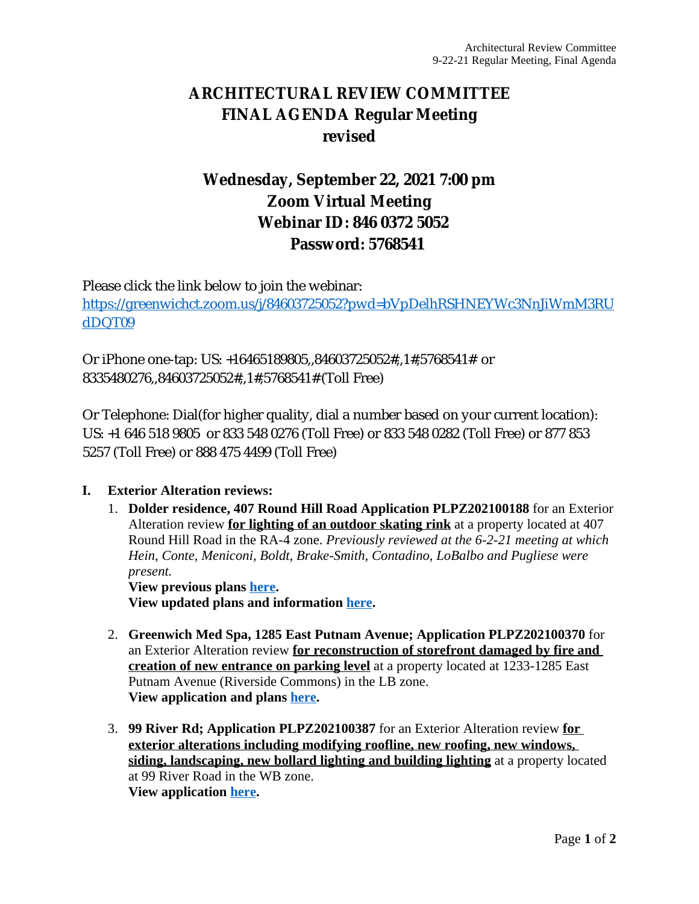# ARCHITECTURAL REVIEW COMMITTEE
# FINAL AGENDA Regular Meeting
# revised

## Wednesday, September 22, 2021 7:00 pm
## Zoom Virtual Meeting
## Webinar ID: 846 0372 5052
## Password: 5768541

Please click the link below to join the webinar:
https://greenwichct.zoom.us/j/84603725052?pwd=bVpDelhRSHNEYWc3NnJiWmM3RUdDQT09

Or iPhone one-tap: US: +16465189805,,84603725052#,,1#,5768541# or 8335480276,,84603725052#,,1#,5768541# (Toll Free)

Or Telephone: Dial(for higher quality, dial a number based on your current location): US: +1 646 518 9805 or 833 548 0276 (Toll Free) or 833 548 0282 (Toll Free) or 877 853 5257 (Toll Free) or 888 475 4499 (Toll Free)

**I. Exterior Alteration reviews:**

1. **Dolder residence, 407 Round Hill Road Application PLPZ202100188** for an Exterior Alteration review **for lighting of an outdoor skating rink** at a property located at 407 Round Hill Road in the RA-4 zone. *Previously reviewed at the 6-2-21 meeting at which Hein, Conte, Meniconi, Boldt, Brake-Smith, Contadino, LoBalbo and Pugliese were present.*
   **View previous plans here.**
   **View updated plans and information here.**

2. **Greenwich Med Spa, 1285 East Putnam Avenue; Application PLPZ202100370** for an Exterior Alteration review **for reconstruction of storefront damaged by fire and creation of new entrance on parking level** at a property located at 1233-1285 East Putnam Avenue (Riverside Commons) in the LB zone.
   **View application and plans here.**

3. **99 River Rd; Application PLPZ202100387** for an Exterior Alteration review **for exterior alterations including modifying roofline, new roofing, new windows, siding, landscaping, new bollard lighting and building lighting** at a property located at 99 River Road in the WB zone.
   **View application here.**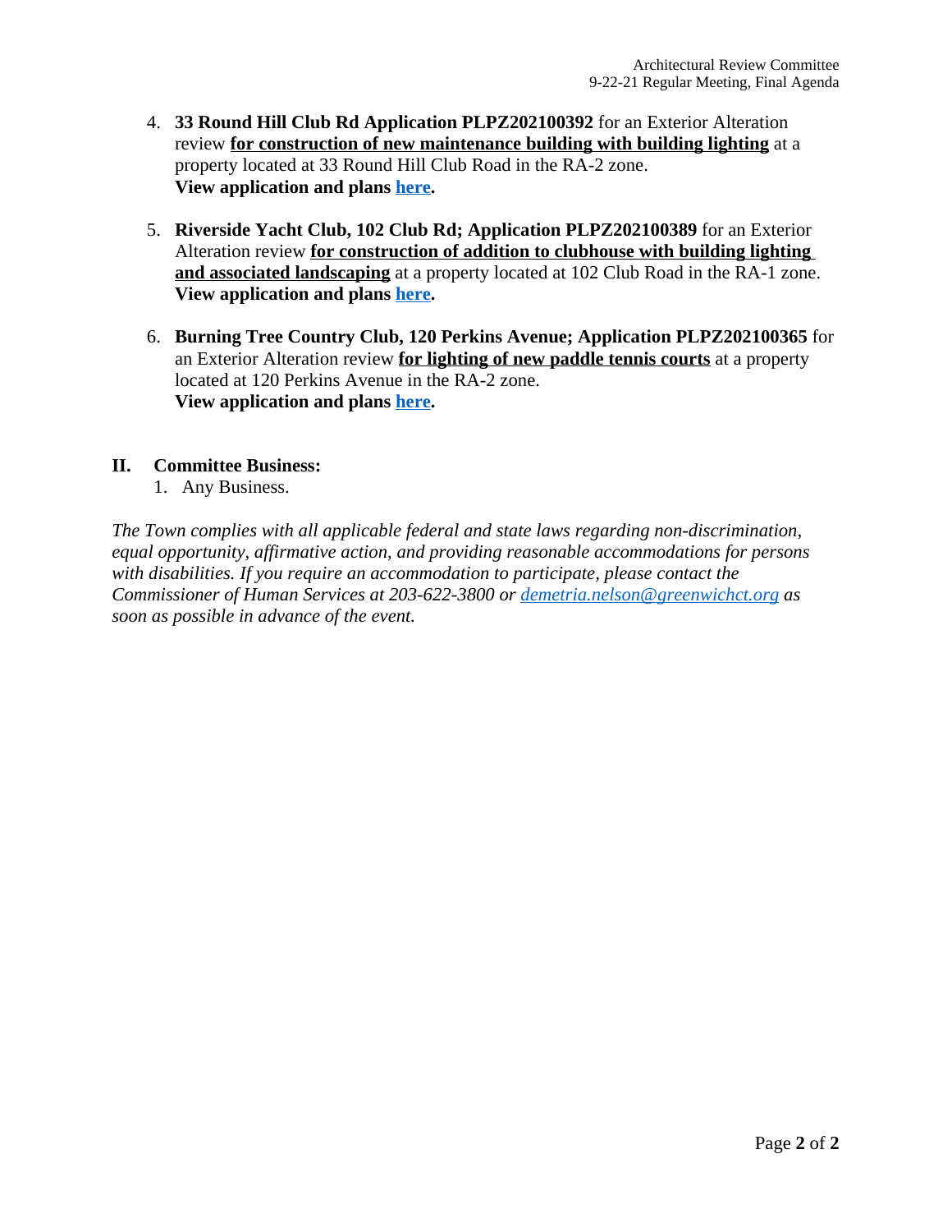4. **33 Round Hill Club Rd Application PLPZ202100392** for an Exterior Alteration review **for construction of new maintenance building with building lighting** at a property located at 33 Round Hill Club Road in the RA-2 zone.
   **View application and plans here.**

5. **Riverside Yacht Club, 102 Club Rd; Application PLPZ202100389** for an Exterior Alteration review **for construction of addition to clubhouse with building lighting and associated landscaping** at a property located at 102 Club Road in the RA-1 zone.
   **View application and plans here.**

6. **Burning Tree Country Club, 120 Perkins Avenue; Application PLPZ202100365** for an Exterior Alteration review **for lighting of new paddle tennis courts** at a property located at 120 Perkins Avenue in the RA-2 zone.
   **View application and plans here.**

## II. Committee Business:

1. Any Business.

*The Town complies with all applicable federal and state laws regarding non-discrimination, equal opportunity, affirmative action, and providing reasonable accommodations for persons with disabilities. If you require an accommodation to participate, please contact the Commissioner of Human Services at 203-622-3800 or demetria.nelson@greenwichct.org as soon as possible in advance of the event.*